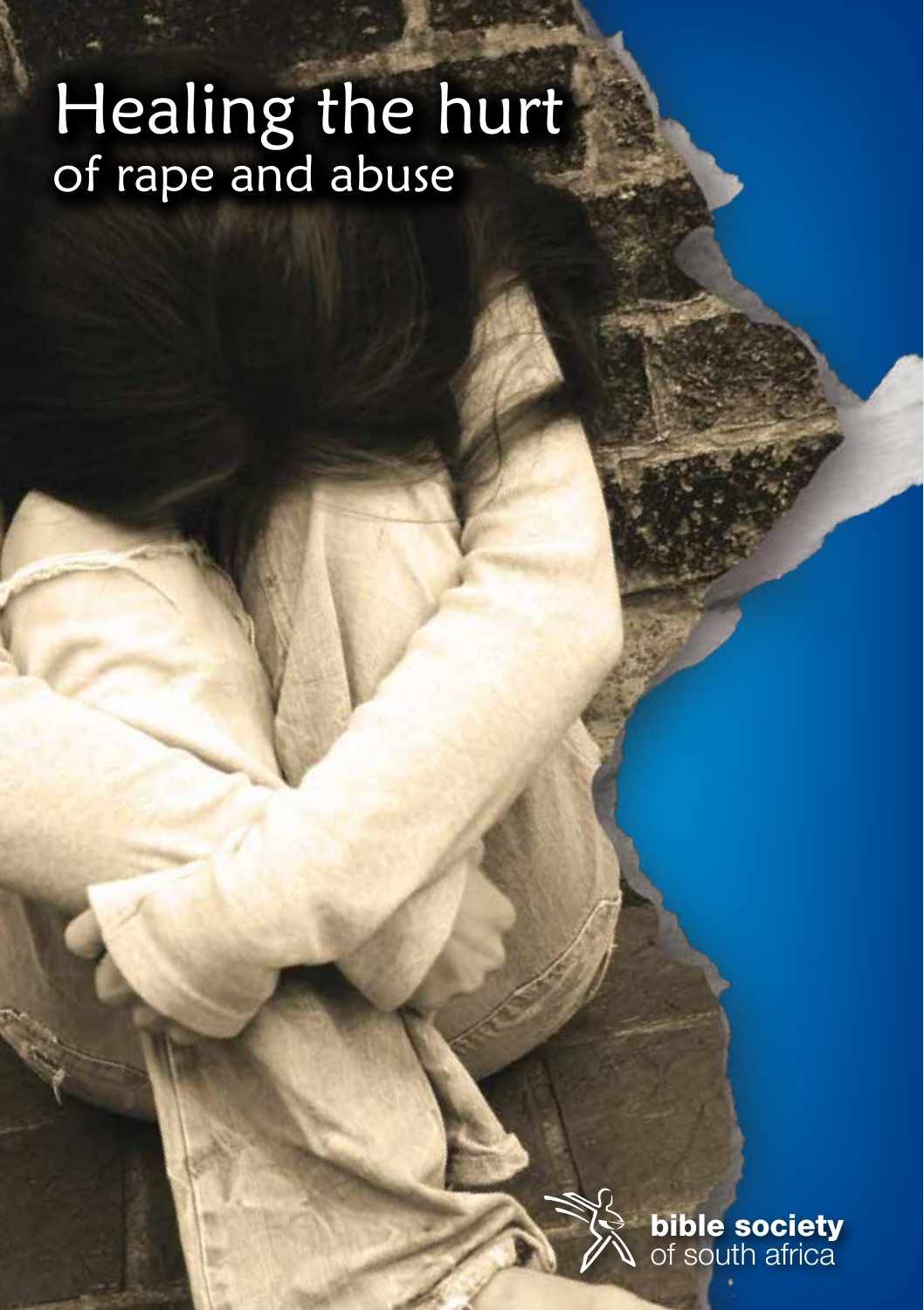# Healing the hurt
## of rape and abuse

bible society of south africa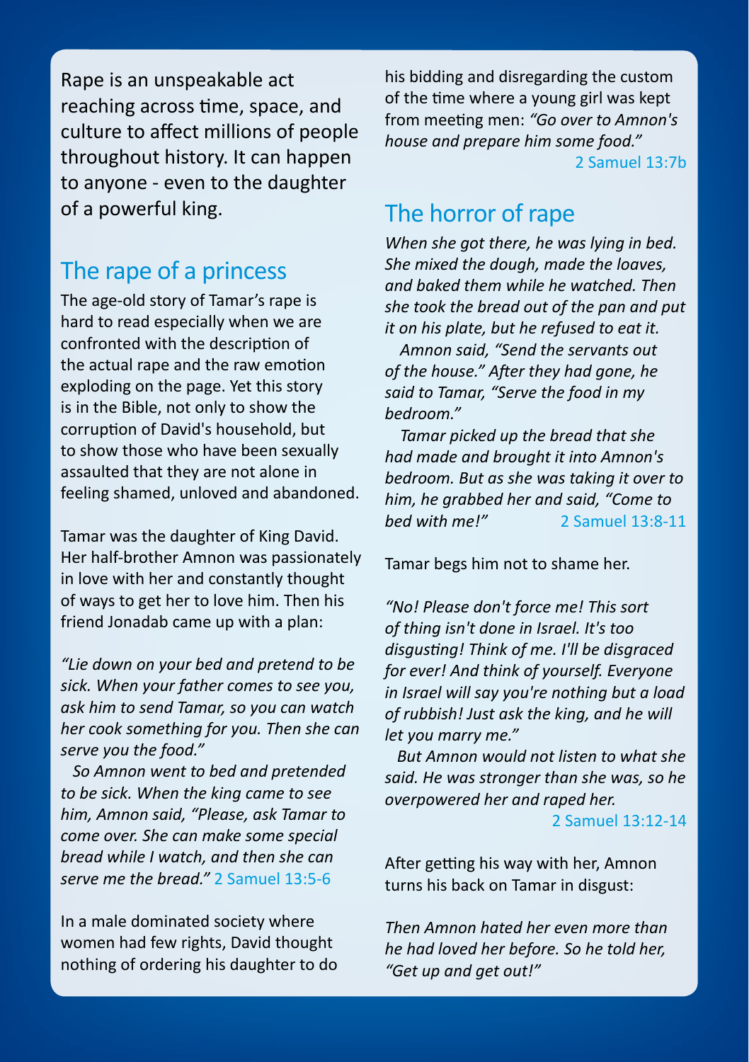Rape is an unspeakable act reaching across time, space, and culture to affect millions of people throughout history. It can happen to anyone - even to the daughter of a powerful king.

## The rape of a princess

The age-old story of Tamar's rape is hard to read especially when we are confronted with the description of the actual rape and the raw emotion exploding on the page. Yet this story is in the Bible, not only to show the corruption of David's household, but to show those who have been sexually assaulted that they are not alone in feeling shamed, unloved and abandoned.

Tamar was the daughter of King David. Her half-brother Amnon was passionately in love with her and constantly thought of ways to get her to love him. Then his friend Jonadab came up with a plan:

*"Lie down on your bed and pretend to be sick. When your father comes to see you, ask him to send Tamar, so you can watch her cook something for you. Then she can serve you the food."*

*So Amnon went to bed and pretended to be sick. When the king came to see him, Amnon said, "Please, ask Tamar to come over. She can make some special bread while I watch, and then she can serve me the bread."* 2 Samuel 13:5-6

In a male dominated society where women had few rights, David thought nothing of ordering his daughter to do his bidding and disregarding the custom of the time where a young girl was kept from meeting men: *"Go over to Amnon's house and prepare him some food."*

2 Samuel 13:7b

## The horror of rape

*When she got there, he was lying in bed. She mixed the dough, made the loaves, and baked them while he watched. Then she took the bread out of the pan and put it on his plate, but he refused to eat it.*

*Amnon said, "Send the servants out of the house." After they had gone, he said to Tamar, "Serve the food in my bedroom."*

*Tamar picked up the bread that she had made and brought it into Amnon's bedroom. But as she was taking it over to him, he grabbed her and said, "Come to bed with me!"* 2 Samuel 13:8-11

Tamar begs him not to shame her.

*"No! Please don't force me! This sort of thing isn't done in Israel. It's too disgusting! Think of me. I'll be disgraced for ever! And think of yourself. Everyone in Israel will say you're nothing but a load of rubbish! Just ask the king, and he will let you marry me."*

*But Amnon would not listen to what she said. He was stronger than she was, so he overpowered her and raped her.*

2 Samuel 13:12-14

After getting his way with her, Amnon turns his back on Tamar in disgust:

*Then Amnon hated her even more than he had loved her before. So he told her, "Get up and get out!"*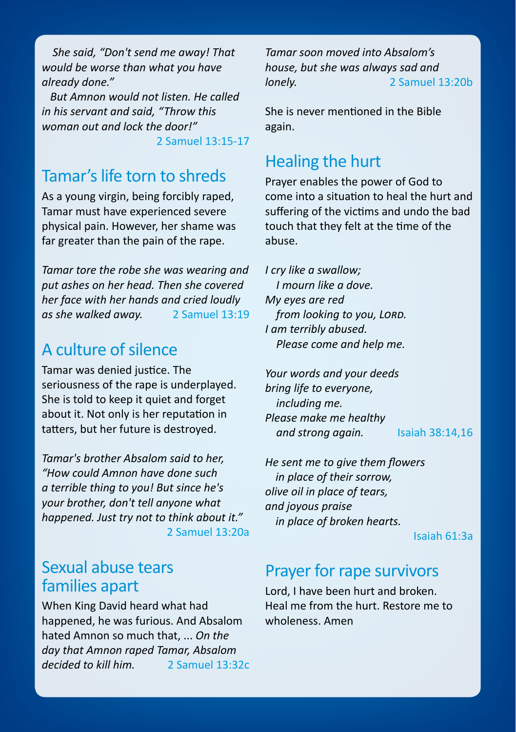*She said, "Don't send me away! That would be worse than what you have already done."*

*But Amnon would not listen. He called in his servant and said, "Throw this woman out and lock the door!"*

2 Samuel 13:15-17

## Tamar's life torn to shreds

As a young virgin, being forcibly raped, Tamar must have experienced severe physical pain. However, her shame was far greater than the pain of the rape.

*Tamar tore the robe she was wearing and put ashes on her head. Then she covered her face with her hands and cried loudly as she walked away.* 2 Samuel 13:19

## A culture of silence

Tamar was denied justice. The seriousness of the rape is underplayed. She is told to keep it quiet and forget about it. Not only is her reputation in tatters, but her future is destroyed.

*Tamar's brother Absalom said to her, "How could Amnon have done such a terrible thing to you! But since he's your brother, don't tell anyone what happened. Just try not to think about it."*

2 Samuel 13:20a

## Sexual abuse tears families apart

When King David heard what had happened, he was furious. And Absalom hated Amnon so much that, ... *On the day that Amnon raped Tamar, Absalom decided to kill him.* 2 Samuel 13:32c

*Tamar soon moved into Absalom's house, but she was always sad and lonely.* 2 Samuel 13:20b

She is never mentioned in the Bible again.

## Healing the hurt

Prayer enables the power of God to come into a situation to heal the hurt and suffering of the victims and undo the bad touch that they felt at the time of the abuse.

*I cry like a swallow;*
*I mourn like a dove.*
*My eyes are red*
*from looking to you, LORD.*
*I am terribly abused.*
*Please come and help me.*

*Your words and your deeds*
*bring life to everyone,*
*including me.*
*Please make me healthy*
*and strong again.* Isaiah 38:14,16

*He sent me to give them flowers*
*in place of their sorrow,*
*olive oil in place of tears,*
*and joyous praise*
*in place of broken hearts.*

Isaiah 61:3a

## Prayer for rape survivors

Lord, I have been hurt and broken. Heal me from the hurt. Restore me to wholeness. Amen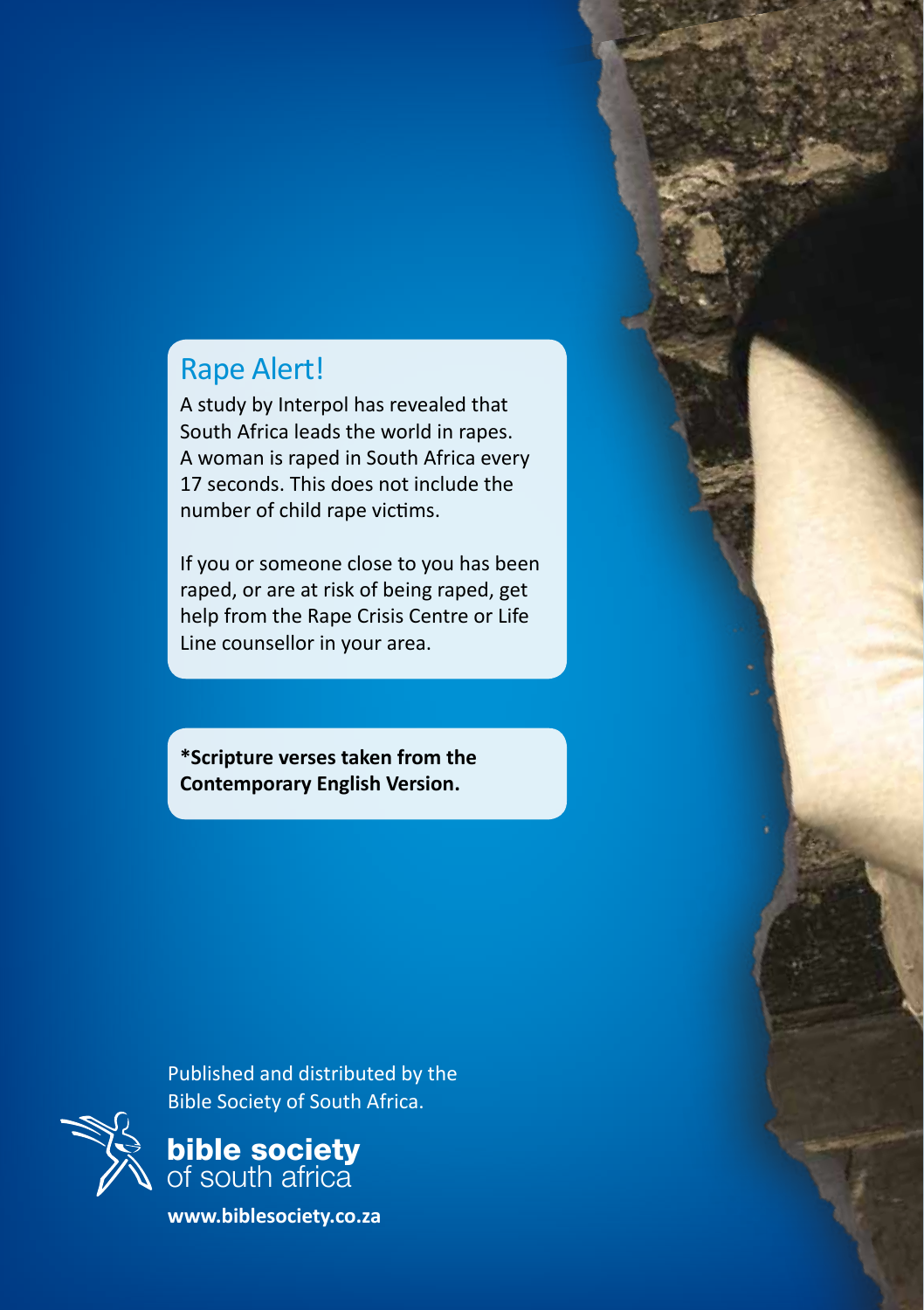## Rape Alert!

A study by Interpol has revealed that South Africa leads the world in rapes. A woman is raped in South Africa every 17 seconds. This does not include the number of child rape victims.

If you or someone close to you has been raped, or are at risk of being raped, get help from the Rape Crisis Centre or Life Line counsellor in your area.

**\*Scripture verses taken from the Contemporary English Version.**

Published and distributed by the Bible Society of South Africa.

**bible society**
of south africa

**www.biblesociety.co.za**